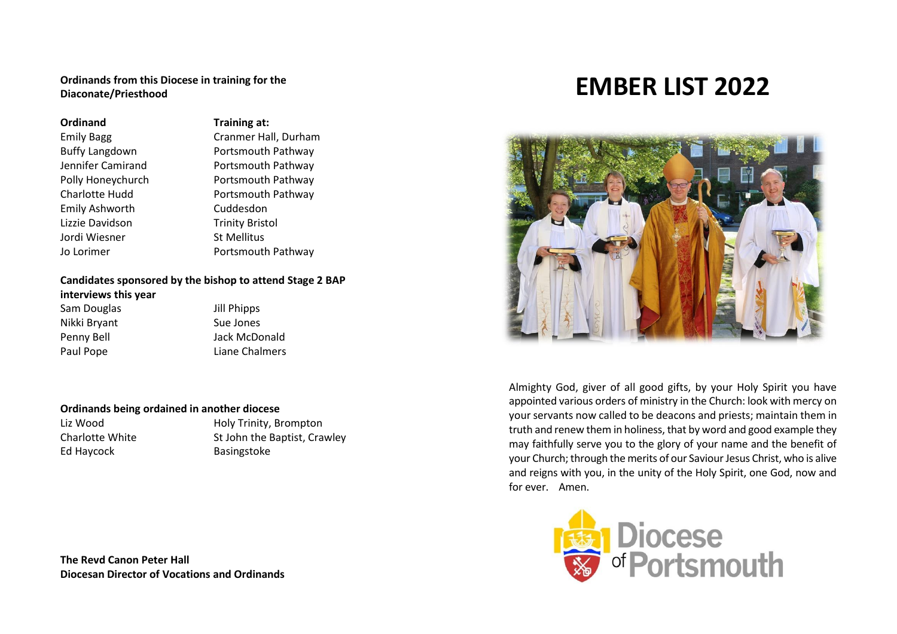**Ordinands from this Diocese in training for the Diaconate/Priesthood**

| Ordinand | Training at: |
|---|---|
| Emily Bagg | Cranmer Hall, Durham |
| Buffy Langdown | Portsmouth Pathway |
| Jennifer Camirand | Portsmouth Pathway |
| Polly Honeychurch | Portsmouth Pathway |
| Charlotte Hudd | Portsmouth Pathway |
| Emily Ashworth | Cuddesdon |
| Lizzie Davidson | Trinity Bristol |
| Jordi Wiesner | St Mellitus |
| Jo Lorimer | Portsmouth Pathway |

**Candidates sponsored by the bishop to attend Stage 2 BAP interviews this year**

| | |
|---|---|
| Sam Douglas | Jill Phipps |
| Nikki Bryant | Sue Jones |
| Penny Bell | Jack McDonald |
| Paul Pope | Liane Chalmers |

**Ordinands being ordained in another diocese**

| | |
|---|---|
| Liz Wood | Holy Trinity, Brompton |
| Charlotte White | St John the Baptist, Crawley |
| Ed Haycock | Basingstoke |

**The Revd Canon Peter Hall**
**Diocesan Director of Vocations and Ordinands**

# EMBER LIST 2022

Almighty God, giver of all good gifts, by your Holy Spirit you have appointed various orders of ministry in the Church: look with mercy on your servants now called to be deacons and priests; maintain them in truth and renew them in holiness, that by word and good example they may faithfully serve you to the glory of your name and the benefit of your Church; through the merits of our Saviour Jesus Christ, who is alive and reigns with you, in the unity of the Holy Spirit, one God, now and for ever. Amen.

Diocese of Portsmouth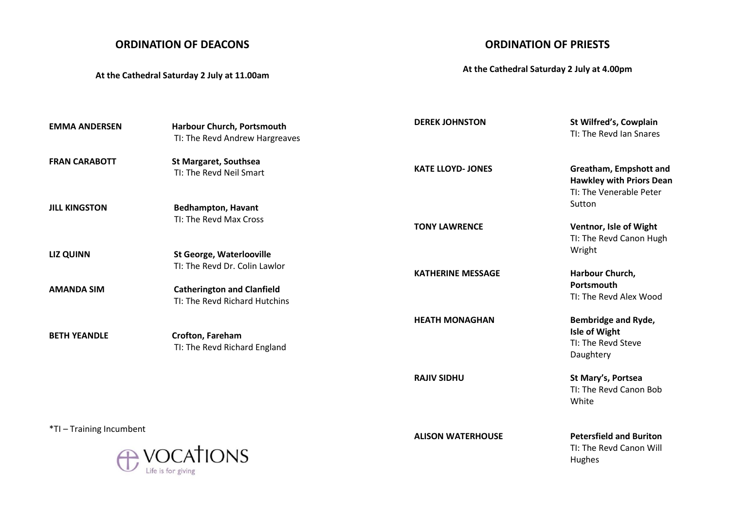## ORDINATION OF DEACONS

**At the Cathedral Saturday 2 July at 11.00am**

| | |
|---|---|
| **EMMA ANDERSEN** | **Harbour Church, Portsmouth**<br>TI: The Revd Andrew Hargreaves |
| **FRAN CARABOTT** | **St Margaret, Southsea**<br>TI: The Revd Neil Smart |
| **JILL KINGSTON** | **Bedhampton, Havant**<br>TI: The Revd Max Cross |
| **LIZ QUINN** | **St George, Waterlooville**<br>TI: The Revd Dr. Colin Lawlor |
| **AMANDA SIM** | **Catherington and Clanfield**<br>TI: The Revd Richard Hutchins |
| **BETH YEANDLE** | **Crofton, Fareham**<br>TI: The Revd Richard England |

*TI – Training Incumbent

VOCATIONS
Life is for giving

## ORDINATION OF PRIESTS

**At the Cathedral Saturday 2 July at 4.00pm**

| | |
|---|---|
| **DEREK JOHNSTON** | **St Wilfred's, Cowplain**<br>TI: The Revd Ian Snares |
| **KATE LLOYD- JONES** | **Greatham, Empshott and Hawkley with Priors Dean**<br>TI: The Venerable Peter Sutton |
| **TONY LAWRENCE** | **Ventnor, Isle of Wight**<br>TI: The Revd Canon Hugh Wright |
| **KATHERINE MESSAGE** | **Harbour Church, Portsmouth**<br>TI: The Revd Alex Wood |
| **HEATH MONAGHAN** | **Bembridge and Ryde, Isle of Wight**<br>TI: The Revd Steve Daughtery |
| **RAJIV SIDHU** | **St Mary's, Portsea**<br>TI: The Revd Canon Bob White |
| **ALISON WATERHOUSE** | **Petersfield and Buriton**<br>TI: The Revd Canon Will Hughes |